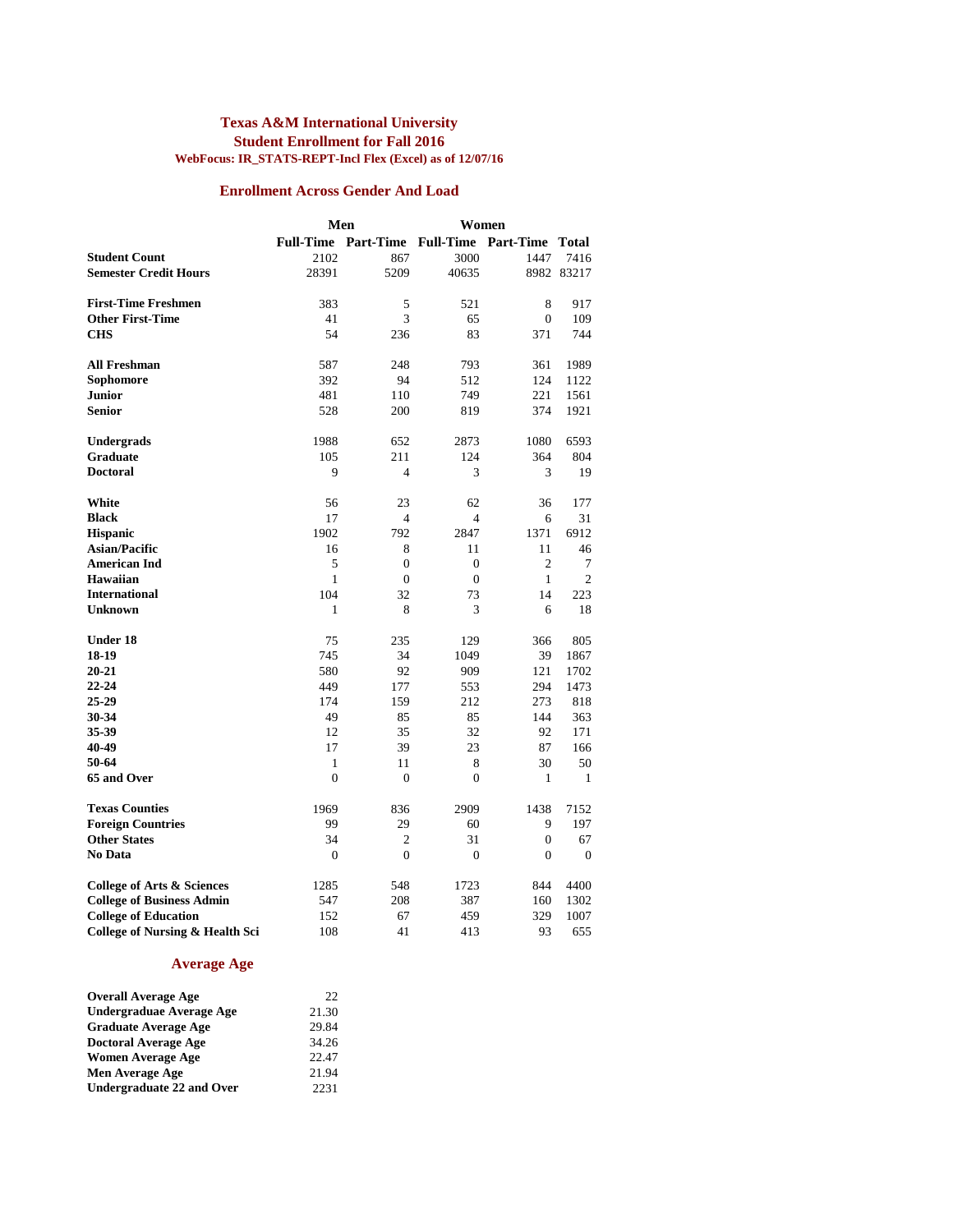# Texas A&M International University

## Student Enrollment for Fall 2016

**WebFocus: IR_STATS-REPT-Incl Flex (Excel) as of 12/07/16**

## Enrollment Across Gender And Load

| | Men | | Women | | |
|---|---|---|---|---|---|
| | **Full-Time** | **Part-Time** | **Full-Time** | **Part-Time** | **Total** |
| **Student Count** | 2102 | 867 | 3000 | 1447 | 7416 |
| **Semester Credit Hours** | 28391 | 5209 | 40635 | 8982 | 83217 |
| | | | | | |
| **First-Time Freshmen** | 383 | 5 | 521 | 8 | 917 |
| **Other First-Time** | 41 | 3 | 65 | 0 | 109 |
| **CHS** | 54 | 236 | 83 | 371 | 744 |
| | | | | | |
| **All Freshman** | 587 | 248 | 793 | 361 | 1989 |
| **Sophomore** | 392 | 94 | 512 | 124 | 1122 |
| **Junior** | 481 | 110 | 749 | 221 | 1561 |
| **Senior** | 528 | 200 | 819 | 374 | 1921 |
| | | | | | |
| **Undergrads** | 1988 | 652 | 2873 | 1080 | 6593 |
| **Graduate** | 105 | 211 | 124 | 364 | 804 |
| **Doctoral** | 9 | 4 | 3 | 3 | 19 |
| | | | | | |
| **White** | 56 | 23 | 62 | 36 | 177 |
| **Black** | 17 | 4 | 4 | 6 | 31 |
| **Hispanic** | 1902 | 792 | 2847 | 1371 | 6912 |
| **Asian/Pacific** | 16 | 8 | 11 | 11 | 46 |
| **American Ind** | 5 | 0 | 0 | 2 | 7 |
| **Hawaiian** | 1 | 0 | 0 | 1 | 2 |
| **International** | 104 | 32 | 73 | 14 | 223 |
| **Unknown** | 1 | 8 | 3 | 6 | 18 |
| | | | | | |
| **Under 18** | 75 | 235 | 129 | 366 | 805 |
| **18-19** | 745 | 34 | 1049 | 39 | 1867 |
| **20-21** | 580 | 92 | 909 | 121 | 1702 |
| **22-24** | 449 | 177 | 553 | 294 | 1473 |
| **25-29** | 174 | 159 | 212 | 273 | 818 |
| **30-34** | 49 | 85 | 85 | 144 | 363 |
| **35-39** | 12 | 35 | 32 | 92 | 171 |
| **40-49** | 17 | 39 | 23 | 87 | 166 |
| **50-64** | 1 | 11 | 8 | 30 | 50 |
| **65 and Over** | 0 | 0 | 0 | 1 | 1 |
| | | | | | |
| **Texas Counties** | 1969 | 836 | 2909 | 1438 | 7152 |
| **Foreign Countries** | 99 | 29 | 60 | 9 | 197 |
| **Other States** | 34 | 2 | 31 | 0 | 67 |
| **No Data** | 0 | 0 | 0 | 0 | 0 |
| | | | | | |
| **College of Arts & Sciences** | 1285 | 548 | 1723 | 844 | 4400 |
| **College of Business Admin** | 547 | 208 | 387 | 160 | 1302 |
| **College of Education** | 152 | 67 | 459 | 329 | 1007 |
| **College of Nursing & Health Sci** | 108 | 41 | 413 | 93 | 655 |

## Average Age

| | |
|---|---|
| **Overall Average Age** | 22 |
| **Undergraduae Average Age** | 21.30 |
| **Graduate Average Age** | 29.84 |
| **Doctoral Average Age** | 34.26 |
| **Women Average Age** | 22.47 |
| **Men Average Age** | 21.94 |
| **Undergraduate 22 and Over** | 2231 |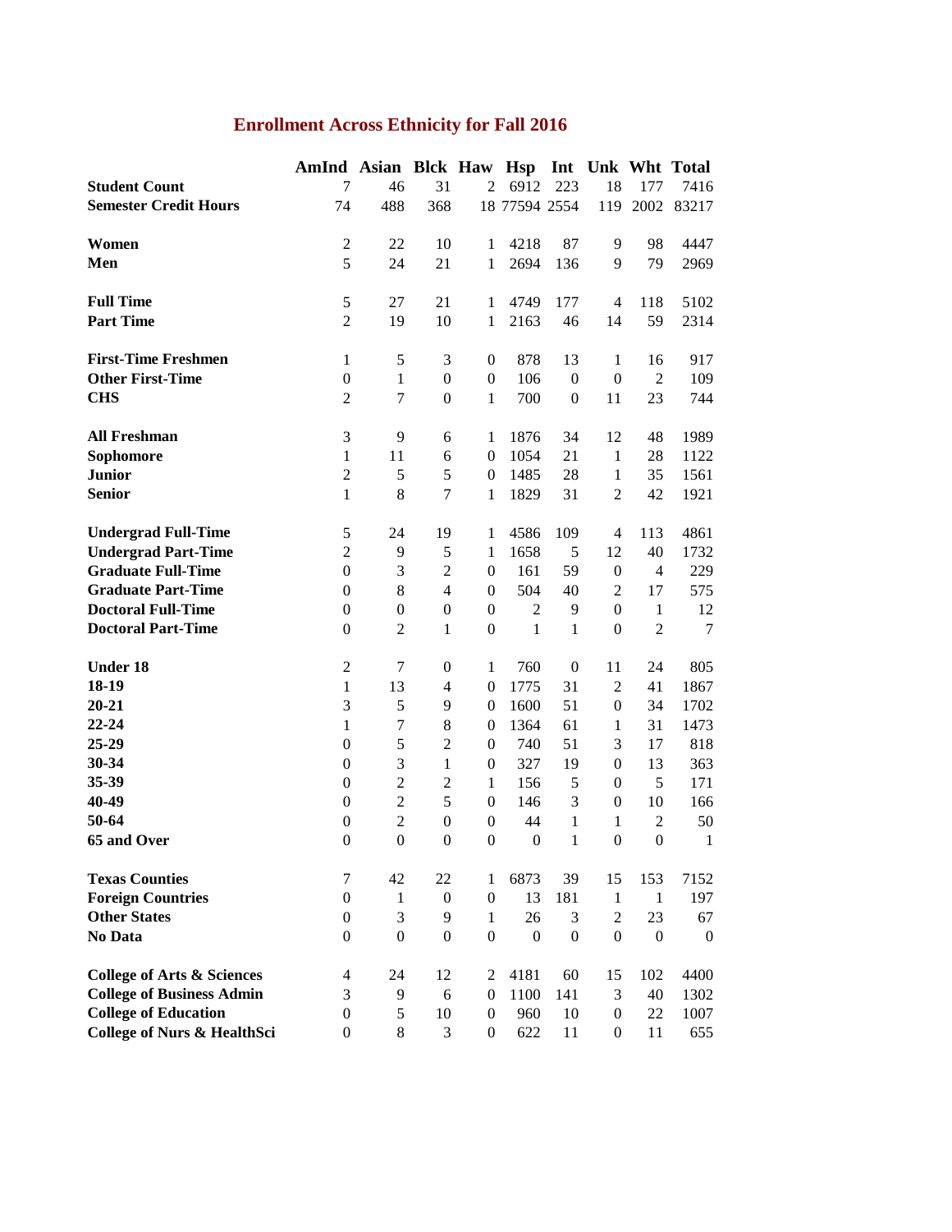# Enrollment Across Ethnicity for Fall 2016

| | AmInd | Asian | Blck | Haw | Hsp | Int | Unk | Wht | Total |
|---|---|---|---|---|---|---|---|---|---|
| **Student Count** | 7 | 46 | 31 | 2 | 6912 | 223 | 18 | 177 | 7416 |
| **Semester Credit Hours** | 74 | 488 | 368 | 18 | 77594 | 2554 | 119 | 2002 | 83217 |
| | | | | | | | | | |
| **Women** | 2 | 22 | 10 | 1 | 4218 | 87 | 9 | 98 | 4447 |
| **Men** | 5 | 24 | 21 | 1 | 2694 | 136 | 9 | 79 | 2969 |
| | | | | | | | | | |
| **Full Time** | 5 | 27 | 21 | 1 | 4749 | 177 | 4 | 118 | 5102 |
| **Part Time** | 2 | 19 | 10 | 1 | 2163 | 46 | 14 | 59 | 2314 |
| | | | | | | | | | |
| **First-Time Freshmen** | 1 | 5 | 3 | 0 | 878 | 13 | 1 | 16 | 917 |
| **Other First-Time** | 0 | 1 | 0 | 0 | 106 | 0 | 0 | 2 | 109 |
| **CHS** | 2 | 7 | 0 | 1 | 700 | 0 | 11 | 23 | 744 |
| | | | | | | | | | |
| **All Freshman** | 3 | 9 | 6 | 1 | 1876 | 34 | 12 | 48 | 1989 |
| **Sophomore** | 1 | 11 | 6 | 0 | 1054 | 21 | 1 | 28 | 1122 |
| **Junior** | 2 | 5 | 5 | 0 | 1485 | 28 | 1 | 35 | 1561 |
| **Senior** | 1 | 8 | 7 | 1 | 1829 | 31 | 2 | 42 | 1921 |
| | | | | | | | | | |
| **Undergrad Full-Time** | 5 | 24 | 19 | 1 | 4586 | 109 | 4 | 113 | 4861 |
| **Undergrad Part-Time** | 2 | 9 | 5 | 1 | 1658 | 5 | 12 | 40 | 1732 |
| **Graduate Full-Time** | 0 | 3 | 2 | 0 | 161 | 59 | 0 | 4 | 229 |
| **Graduate Part-Time** | 0 | 8 | 4 | 0 | 504 | 40 | 2 | 17 | 575 |
| **Doctoral Full-Time** | 0 | 0 | 0 | 0 | 2 | 9 | 0 | 1 | 12 |
| **Doctoral Part-Time** | 0 | 2 | 1 | 0 | 1 | 1 | 0 | 2 | 7 |
| | | | | | | | | | |
| **Under 18** | 2 | 7 | 0 | 1 | 760 | 0 | 11 | 24 | 805 |
| **18-19** | 1 | 13 | 4 | 0 | 1775 | 31 | 2 | 41 | 1867 |
| **20-21** | 3 | 5 | 9 | 0 | 1600 | 51 | 0 | 34 | 1702 |
| **22-24** | 1 | 7 | 8 | 0 | 1364 | 61 | 1 | 31 | 1473 |
| **25-29** | 0 | 5 | 2 | 0 | 740 | 51 | 3 | 17 | 818 |
| **30-34** | 0 | 3 | 1 | 0 | 327 | 19 | 0 | 13 | 363 |
| **35-39** | 0 | 2 | 2 | 1 | 156 | 5 | 0 | 5 | 171 |
| **40-49** | 0 | 2 | 5 | 0 | 146 | 3 | 0 | 10 | 166 |
| **50-64** | 0 | 2 | 0 | 0 | 44 | 1 | 1 | 2 | 50 |
| **65 and Over** | 0 | 0 | 0 | 0 | 0 | 1 | 0 | 0 | 1 |
| | | | | | | | | | |
| **Texas Counties** | 7 | 42 | 22 | 1 | 6873 | 39 | 15 | 153 | 7152 |
| **Foreign Countries** | 0 | 1 | 0 | 0 | 13 | 181 | 1 | 1 | 197 |
| **Other States** | 0 | 3 | 9 | 1 | 26 | 3 | 2 | 23 | 67 |
| **No Data** | 0 | 0 | 0 | 0 | 0 | 0 | 0 | 0 | 0 |
| | | | | | | | | | |
| **College of Arts & Sciences** | 4 | 24 | 12 | 2 | 4181 | 60 | 15 | 102 | 4400 |
| **College of Business Admin** | 3 | 9 | 6 | 0 | 1100 | 141 | 3 | 40 | 1302 |
| **College of Education** | 0 | 5 | 10 | 0 | 960 | 10 | 0 | 22 | 1007 |
| **College of Nurs & HealthSci** | 0 | 8 | 3 | 0 | 622 | 11 | 0 | 11 | 655 |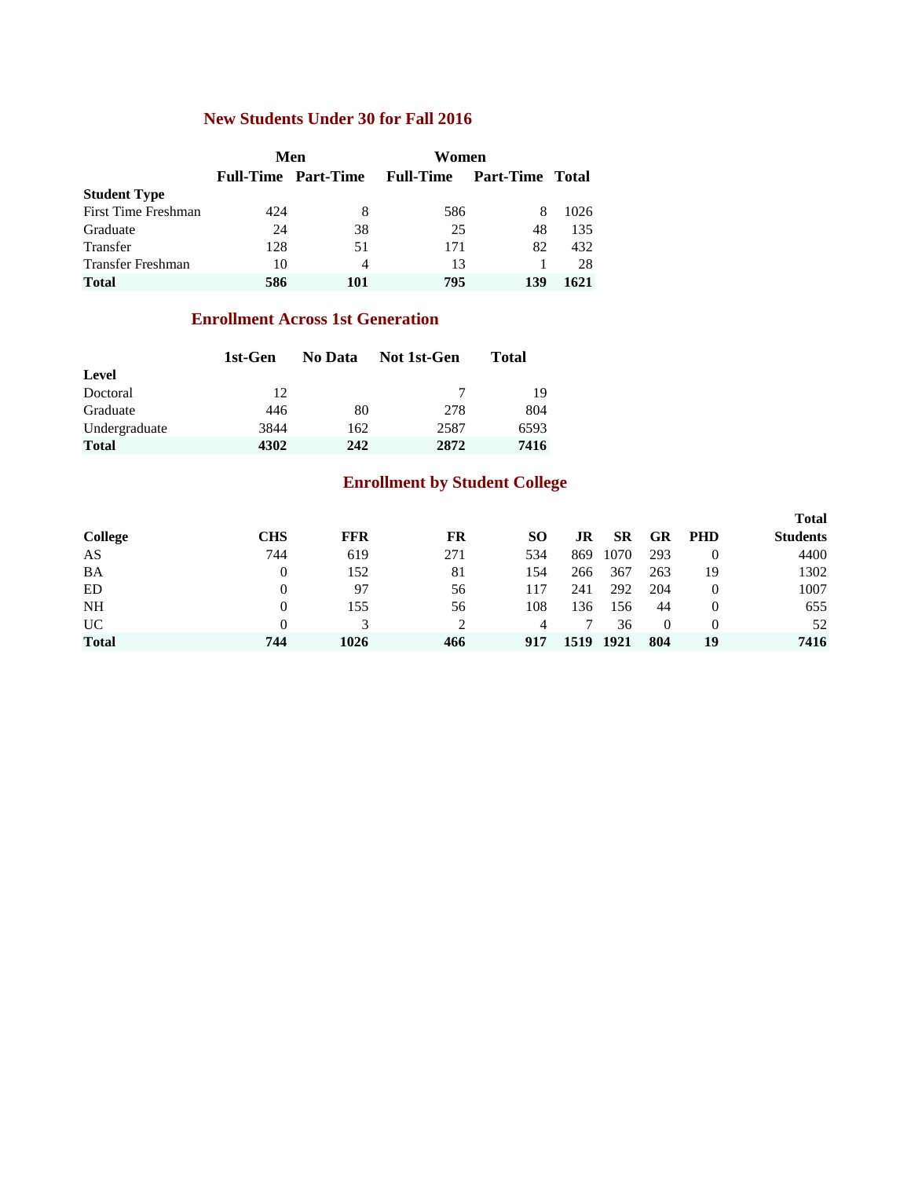## New Students Under 30 for Fall 2016

| | Men | | Women | | |
|---|---|---|---|---|---|
| | Full-Time | Part-Time | Full-Time | Part-Time | Total |
| **Student Type** | | | | | |
| First Time Freshman | 424 | 8 | 586 | 8 | 1026 |
| Graduate | 24 | 38 | 25 | 48 | 135 |
| Transfer | 128 | 51 | 171 | 82 | 432 |
| Transfer Freshman | 10 | 4 | 13 | 1 | 28 |
| **Total** | **586** | **101** | **795** | **139** | **1621** |

## Enrollment Across 1st Generation

| | 1st-Gen | No Data | Not 1st-Gen | Total |
|---|---|---|---|---|
| **Level** | | | | |
| Doctoral | 12 | | 7 | 19 |
| Graduate | 446 | 80 | 278 | 804 |
| Undergraduate | 3844 | 162 | 2587 | 6593 |
| **Total** | **4302** | **242** | **2872** | **7416** |

## Enrollment by Student College

| College | CHS | FFR | FR | SO | JR | SR | GR | PHD | Total Students |
|---|---|---|---|---|---|---|---|---|---|
| AS | 744 | 619 | 271 | 534 | 869 | 1070 | 293 | 0 | 4400 |
| BA | 0 | 152 | 81 | 154 | 266 | 367 | 263 | 19 | 1302 |
| ED | 0 | 97 | 56 | 117 | 241 | 292 | 204 | 0 | 1007 |
| NH | 0 | 155 | 56 | 108 | 136 | 156 | 44 | 0 | 655 |
| UC | 0 | 3 | 2 | 4 | 7 | 36 | 0 | 0 | 52 |
| **Total** | **744** | **1026** | **466** | **917** | **1519** | **1921** | **804** | **19** | **7416** |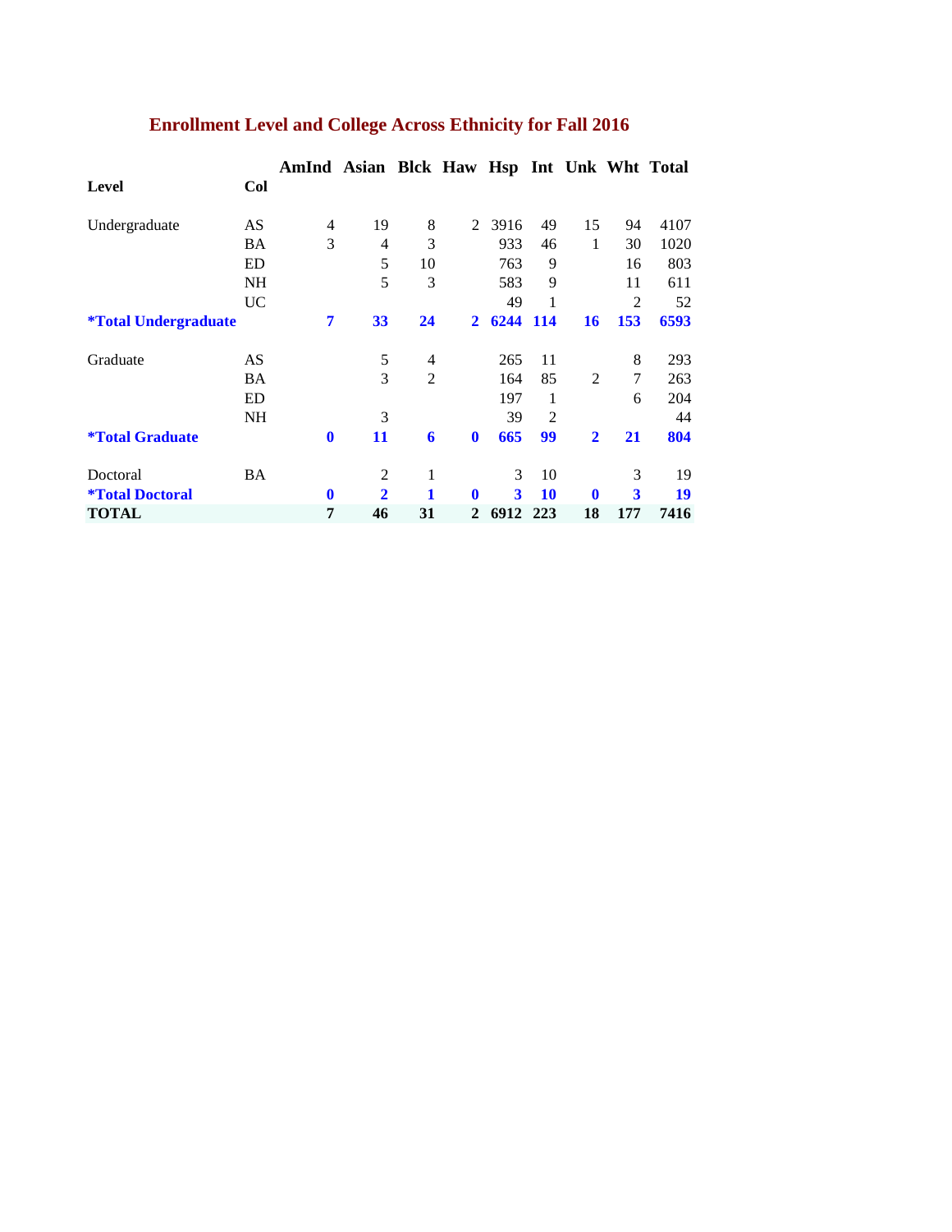## Enrollment Level and College Across Ethnicity for Fall 2016

| Level | Col | AmInd | Asian | Blck | Haw | Hsp | Int | Unk | Wht | Total |
|---|---|---|---|---|---|---|---|---|---|---|
| Undergraduate | AS | 4 | 19 | 8 | 2 | 3916 | 49 | 15 | 94 | 4107 |
| | BA | 3 | 4 | 3 | | 933 | 46 | 1 | 30 | 1020 |
| | ED | | 5 | 10 | | 763 | 9 | | 16 | 803 |
| | NH | | 5 | 3 | | 583 | 9 | | 11 | 611 |
| | UC | | | | | 49 | 1 | | 2 | 52 |
| **\*Total Undergraduate** | | **7** | **33** | **24** | **2** | **6244** | **114** | **16** | **153** | **6593** |
| Graduate | AS | | 5 | 4 | | 265 | 11 | | 8 | 293 |
| | BA | | 3 | 2 | | 164 | 85 | 2 | 7 | 263 |
| | ED | | | | | 197 | 1 | | 6 | 204 |
| | NH | | 3 | | | 39 | 2 | | | 44 |
| **\*Total Graduate** | | **0** | **11** | **6** | **0** | **665** | **99** | **2** | **21** | **804** |
| Doctoral | BA | | 2 | 1 | | 3 | 10 | | 3 | 19 |
| **\*Total Doctoral** | | **0** | **2** | **1** | **0** | **3** | **10** | **0** | **3** | **19** |
| **TOTAL** | | **7** | **46** | **31** | **2** | **6912** | **223** | **18** | **177** | **7416** |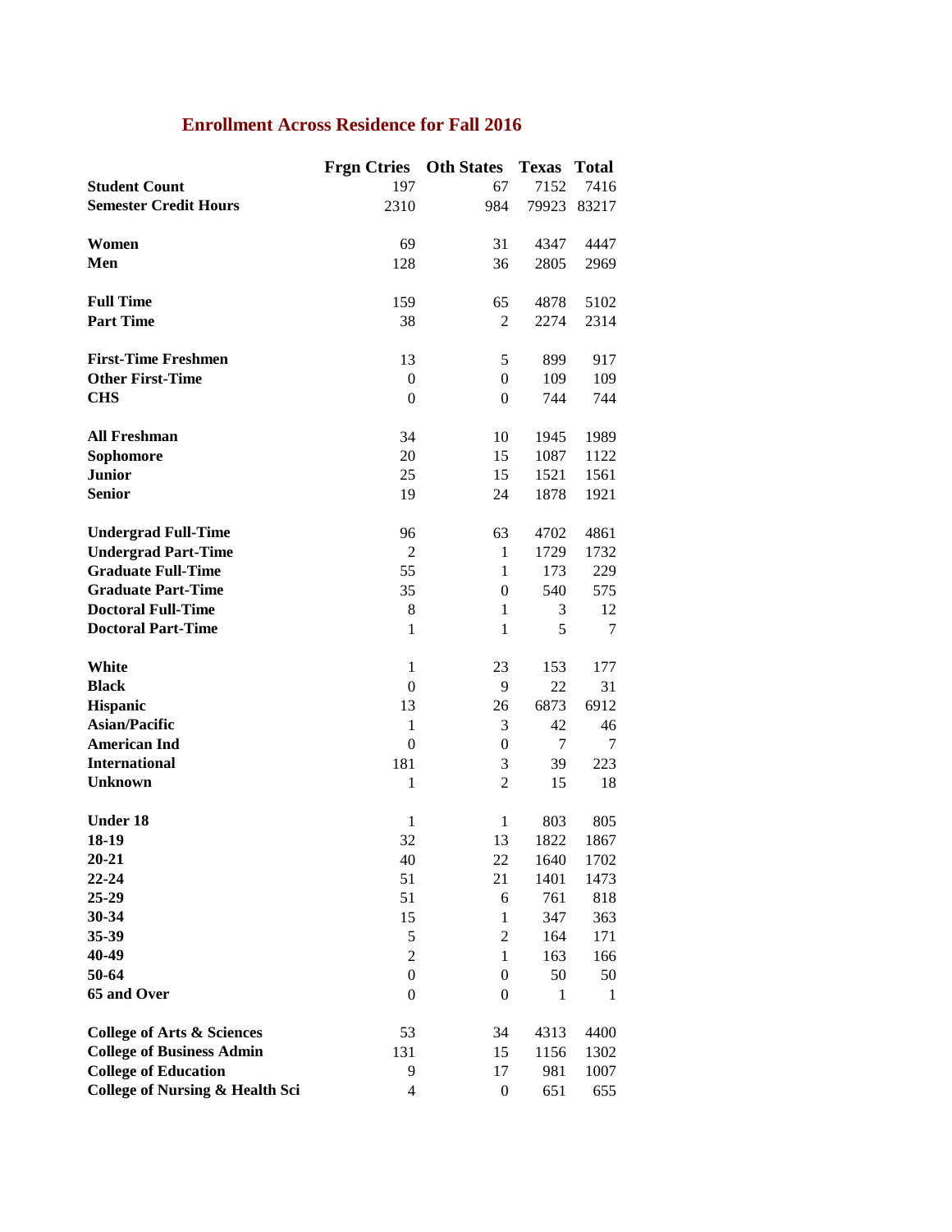## Enrollment Across Residence for Fall 2016

| | Frgn Ctries | Oth States | Texas | Total |
|---|---|---|---|---|
| **Student Count** | 197 | 67 | 7152 | 7416 |
| **Semester Credit Hours** | 2310 | 984 | 79923 | 83217 |
| | | | | |
| **Women** | 69 | 31 | 4347 | 4447 |
| **Men** | 128 | 36 | 2805 | 2969 |
| | | | | |
| **Full Time** | 159 | 65 | 4878 | 5102 |
| **Part Time** | 38 | 2 | 2274 | 2314 |
| | | | | |
| **First-Time Freshmen** | 13 | 5 | 899 | 917 |
| **Other First-Time** | 0 | 0 | 109 | 109 |
| **CHS** | 0 | 0 | 744 | 744 |
| | | | | |
| **All Freshman** | 34 | 10 | 1945 | 1989 |
| **Sophomore** | 20 | 15 | 1087 | 1122 |
| **Junior** | 25 | 15 | 1521 | 1561 |
| **Senior** | 19 | 24 | 1878 | 1921 |
| | | | | |
| **Undergrad Full-Time** | 96 | 63 | 4702 | 4861 |
| **Undergrad Part-Time** | 2 | 1 | 1729 | 1732 |
| **Graduate Full-Time** | 55 | 1 | 173 | 229 |
| **Graduate Part-Time** | 35 | 0 | 540 | 575 |
| **Doctoral Full-Time** | 8 | 1 | 3 | 12 |
| **Doctoral Part-Time** | 1 | 1 | 5 | 7 |
| | | | | |
| **White** | 1 | 23 | 153 | 177 |
| **Black** | 0 | 9 | 22 | 31 |
| **Hispanic** | 13 | 26 | 6873 | 6912 |
| **Asian/Pacific** | 1 | 3 | 42 | 46 |
| **American Ind** | 0 | 0 | 7 | 7 |
| **International** | 181 | 3 | 39 | 223 |
| **Unknown** | 1 | 2 | 15 | 18 |
| | | | | |
| **Under 18** | 1 | 1 | 803 | 805 |
| **18-19** | 32 | 13 | 1822 | 1867 |
| **20-21** | 40 | 22 | 1640 | 1702 |
| **22-24** | 51 | 21 | 1401 | 1473 |
| **25-29** | 51 | 6 | 761 | 818 |
| **30-34** | 15 | 1 | 347 | 363 |
| **35-39** | 5 | 2 | 164 | 171 |
| **40-49** | 2 | 1 | 163 | 166 |
| **50-64** | 0 | 0 | 50 | 50 |
| **65 and Over** | 0 | 0 | 1 | 1 |
| | | | | |
| **College of Arts & Sciences** | 53 | 34 | 4313 | 4400 |
| **College of Business Admin** | 131 | 15 | 1156 | 1302 |
| **College of Education** | 9 | 17 | 981 | 1007 |
| **College of Nursing & Health Sci** | 4 | 0 | 651 | 655 |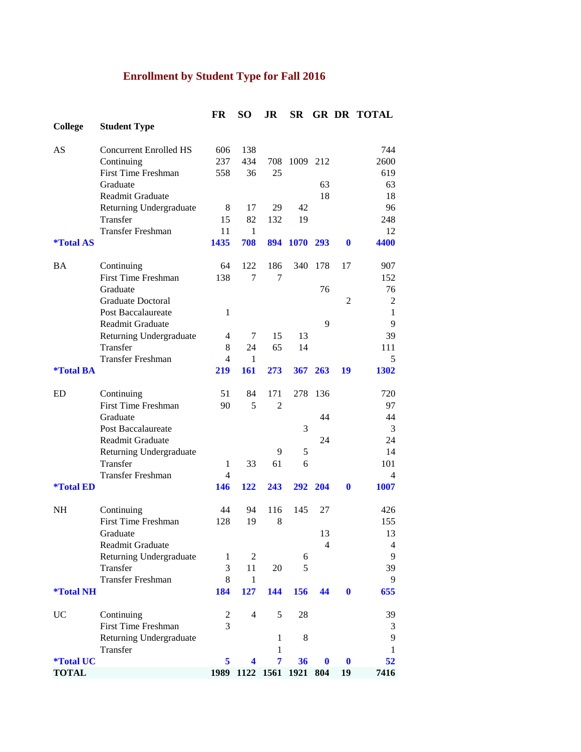## Enrollment by Student Type for Fall 2016

| College | Student Type | FR | SO | JR | SR | GR | DR | TOTAL |
|---|---|---|---|---|---|---|---|---|
| AS | Concurrent Enrolled HS | 606 | 138 | | | | | 744 |
| | Continuing | 237 | 434 | 708 | 1009 | 212 | | 2600 |
| | First Time Freshman | 558 | 36 | 25 | | | | 619 |
| | Graduate | | | | | 63 | | 63 |
| | Readmit Graduate | | | | | 18 | | 18 |
| | Returning Undergraduate | 8 | 17 | 29 | 42 | | | 96 |
| | Transfer | 15 | 82 | 132 | 19 | | | 248 |
| | Transfer Freshman | 11 | 1 | | | | | 12 |
| **\*Total AS** | | **1435** | **708** | **894** | **1070** | **293** | **0** | **4400** |
| BA | Continuing | 64 | 122 | 186 | 340 | 178 | 17 | 907 |
| | First Time Freshman | 138 | 7 | 7 | | | | 152 |
| | Graduate | | | | | 76 | | 76 |
| | Graduate Doctoral | | | | | | 2 | 2 |
| | Post Baccalaureate | 1 | | | | | | 1 |
| | Readmit Graduate | | | | | 9 | | 9 |
| | Returning Undergraduate | 4 | 7 | 15 | 13 | | | 39 |
| | Transfer | 8 | 24 | 65 | 14 | | | 111 |
| | Transfer Freshman | 4 | 1 | | | | | 5 |
| **\*Total BA** | | **219** | **161** | **273** | **367** | **263** | **19** | **1302** |
| ED | Continuing | 51 | 84 | 171 | 278 | 136 | | 720 |
| | First Time Freshman | 90 | 5 | 2 | | | | 97 |
| | Graduate | | | | | 44 | | 44 |
| | Post Baccalaureate | | | | 3 | | | 3 |
| | Readmit Graduate | | | | | 24 | | 24 |
| | Returning Undergraduate | | | 9 | 5 | | | 14 |
| | Transfer | 1 | 33 | 61 | 6 | | | 101 |
| | Transfer Freshman | 4 | | | | | | 4 |
| **\*Total ED** | | **146** | **122** | **243** | **292** | **204** | **0** | **1007** |
| NH | Continuing | 44 | 94 | 116 | 145 | 27 | | 426 |
| | First Time Freshman | 128 | 19 | 8 | | | | 155 |
| | Graduate | | | | | 13 | | 13 |
| | Readmit Graduate | | | | | 4 | | 4 |
| | Returning Undergraduate | 1 | 2 | | 6 | | | 9 |
| | Transfer | 3 | 11 | 20 | 5 | | | 39 |
| | Transfer Freshman | 8 | 1 | | | | | 9 |
| **\*Total NH** | | **184** | **127** | **144** | **156** | **44** | **0** | **655** |
| UC | Continuing | 2 | 4 | 5 | 28 | | | 39 |
| | First Time Freshman | 3 | | | | | | 3 |
| | Returning Undergraduate | | | 1 | 8 | | | 9 |
| | Transfer | | | 1 | | | | 1 |
| **\*Total UC** | | **5** | **4** | **7** | **36** | **0** | **0** | **52** |
| **TOTAL** | | **1989** | **1122** | **1561** | **1921** | **804** | **19** | **7416** |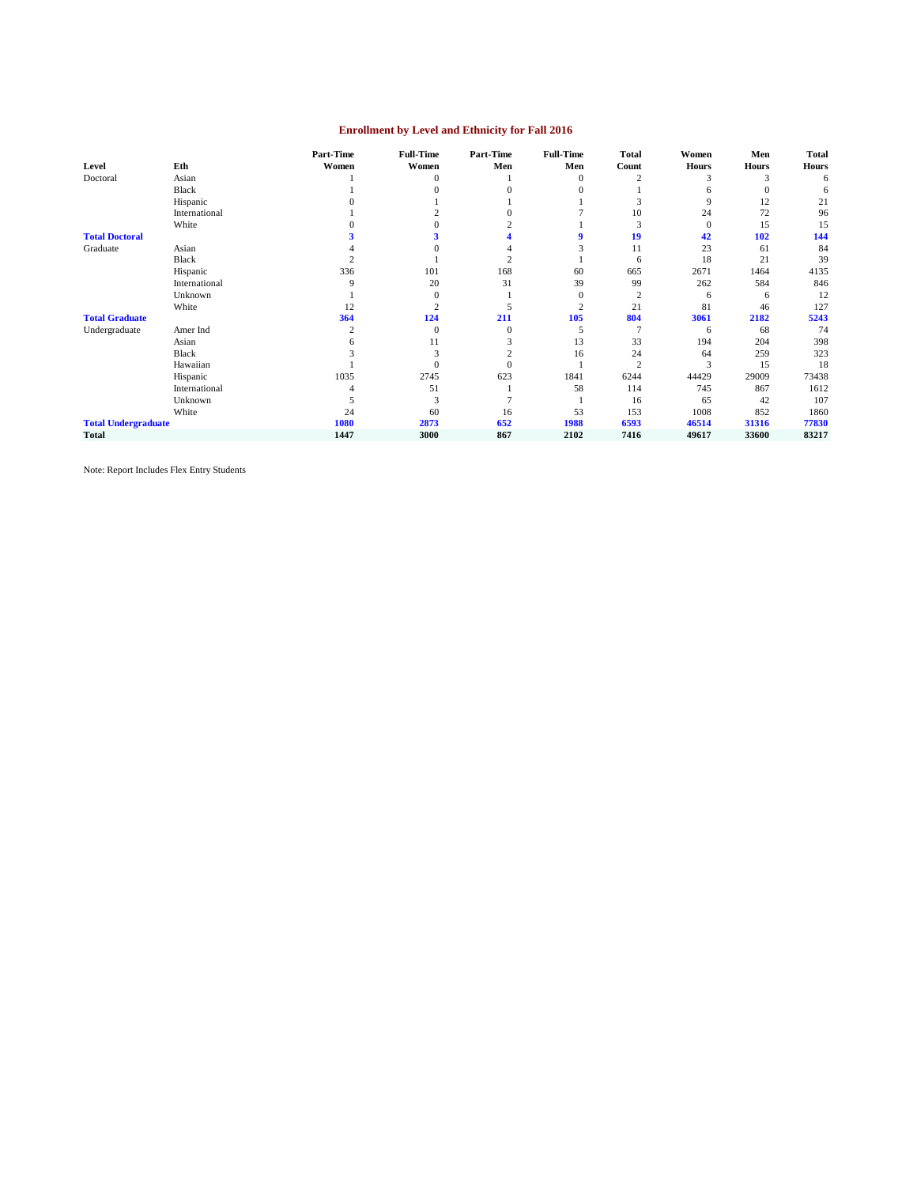## Enrollment by Level and Ethnicity for Fall 2016

| Level | Eth | Part-Time Women | Full-Time Women | Part-Time Men | Full-Time Men | Total Count | Women Hours | Men Hours | Total Hours |
|---|---|---|---|---|---|---|---|---|---|
| Doctoral | Asian | 1 | 0 | 1 | 0 | 2 | 3 | 3 | 6 |
| | Black | 1 | 0 | 0 | 0 | 1 | 6 | 0 | 6 |
| | Hispanic | 0 | 1 | 1 | 1 | 3 | 9 | 12 | 21 |
| | International | 1 | 2 | 0 | 7 | 10 | 24 | 72 | 96 |
| | White | 0 | 0 | 2 | 1 | 3 | 0 | 15 | 15 |
| **Total Doctoral** | | **3** | **3** | **4** | **9** | **19** | **42** | **102** | **144** |
| Graduate | Asian | 4 | 0 | 4 | 3 | 11 | 23 | 61 | 84 |
| | Black | 2 | 1 | 2 | 1 | 6 | 18 | 21 | 39 |
| | Hispanic | 336 | 101 | 168 | 60 | 665 | 2671 | 1464 | 4135 |
| | International | 9 | 20 | 31 | 39 | 99 | 262 | 584 | 846 |
| | Unknown | 1 | 0 | 1 | 0 | 2 | 6 | 6 | 12 |
| | White | 12 | 2 | 5 | 2 | 21 | 81 | 46 | 127 |
| **Total Graduate** | | **364** | **124** | **211** | **105** | **804** | **3061** | **2182** | **5243** |
| Undergraduate | Amer Ind | 2 | 0 | 0 | 5 | 7 | 6 | 68 | 74 |
| | Asian | 6 | 11 | 3 | 13 | 33 | 194 | 204 | 398 |
| | Black | 3 | 3 | 2 | 16 | 24 | 64 | 259 | 323 |
| | Hawaiian | 1 | 0 | 0 | 1 | 2 | 3 | 15 | 18 |
| | Hispanic | 1035 | 2745 | 623 | 1841 | 6244 | 44429 | 29009 | 73438 |
| | International | 4 | 51 | 1 | 58 | 114 | 745 | 867 | 1612 |
| | Unknown | 5 | 3 | 7 | 1 | 16 | 65 | 42 | 107 |
| | White | 24 | 60 | 16 | 53 | 153 | 1008 | 852 | 1860 |
| **Total Undergraduate** | | **1080** | **2873** | **652** | **1988** | **6593** | **46514** | **31316** | **77830** |
| **Total** | | **1447** | **3000** | **867** | **2102** | **7416** | **49617** | **33600** | **83217** |

Note: Report Includes Flex Entry Students